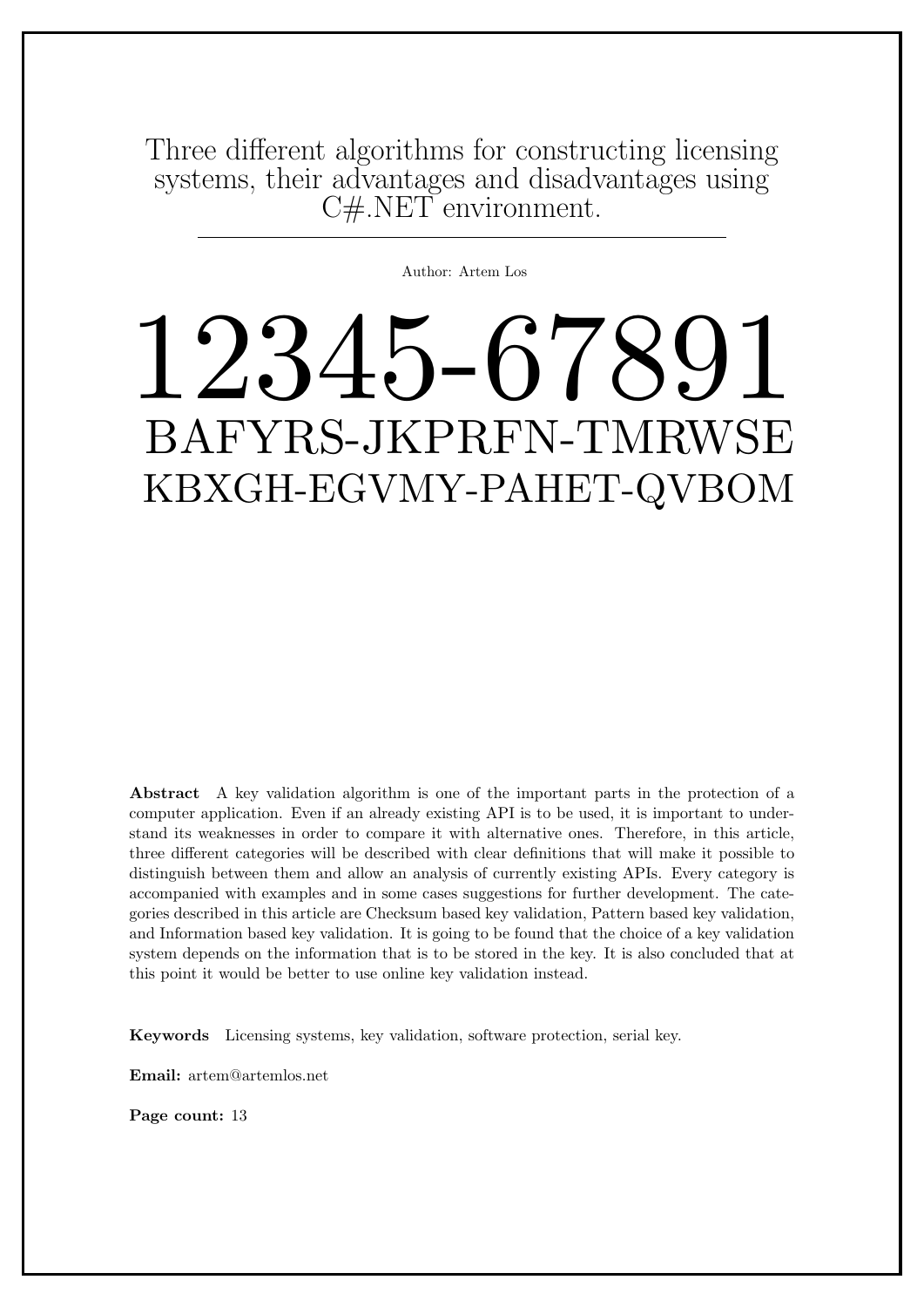# Three different algorithms for constructing licensing systems, their advantages and disadvantages using C#.NET environment.

---

Author: Artem Los

# 12345-67891

## BAFYRS-JKPRFN-TMRWSE

## KBXGH-EGVMY-PAHET-QVBOM

**Abstract** A key validation algorithm is one of the important parts in the protection of a computer application. Even if an already existing API is to be used, it is important to understand its weaknesses in order to compare it with alternative ones. Therefore, in this article, three different categories will be described with clear definitions that will make it possible to distinguish between them and allow an analysis of currently existing APIs. Every category is accompanied with examples and in some cases suggestions for further development. The categories described in this article are Checksum based key validation, Pattern based key validation, and Information based key validation. It is going to be found that the choice of a key validation system depends on the information that is to be stored in the key. It is also concluded that at this point it would be better to use online key validation instead.

**Keywords** Licensing systems, key validation, software protection, serial key.

**Email:** artem@artemlos.net

**Page count:** 13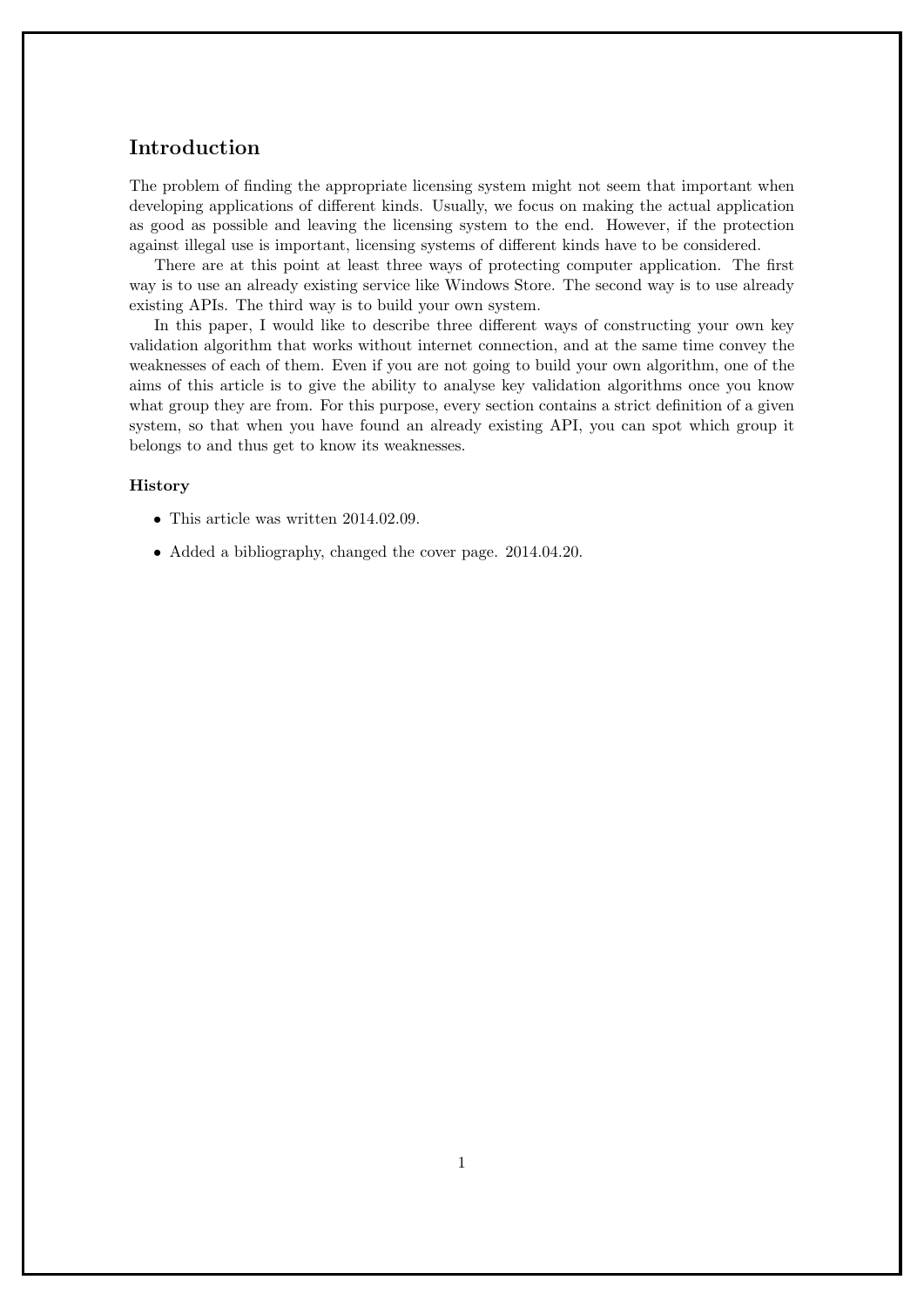## Introduction

The problem of finding the appropriate licensing system might not seem that important when developing applications of different kinds. Usually, we focus on making the actual application as good as possible and leaving the licensing system to the end. However, if the protection against illegal use is important, licensing systems of different kinds have to be considered.

There are at this point at least three ways of protecting computer application. The first way is to use an already existing service like Windows Store. The second way is to use already existing APIs. The third way is to build your own system.

In this paper, I would like to describe three different ways of constructing your own key validation algorithm that works without internet connection, and at the same time convey the weaknesses of each of them. Even if you are not going to build your own algorithm, one of the aims of this article is to give the ability to analyse key validation algorithms once you know what group they are from. For this purpose, every section contains a strict definition of a given system, so that when you have found an already existing API, you can spot which group it belongs to and thus get to know its weaknesses.

### History

- This article was written 2014.02.09.
- Added a bibliography, changed the cover page. 2014.04.20.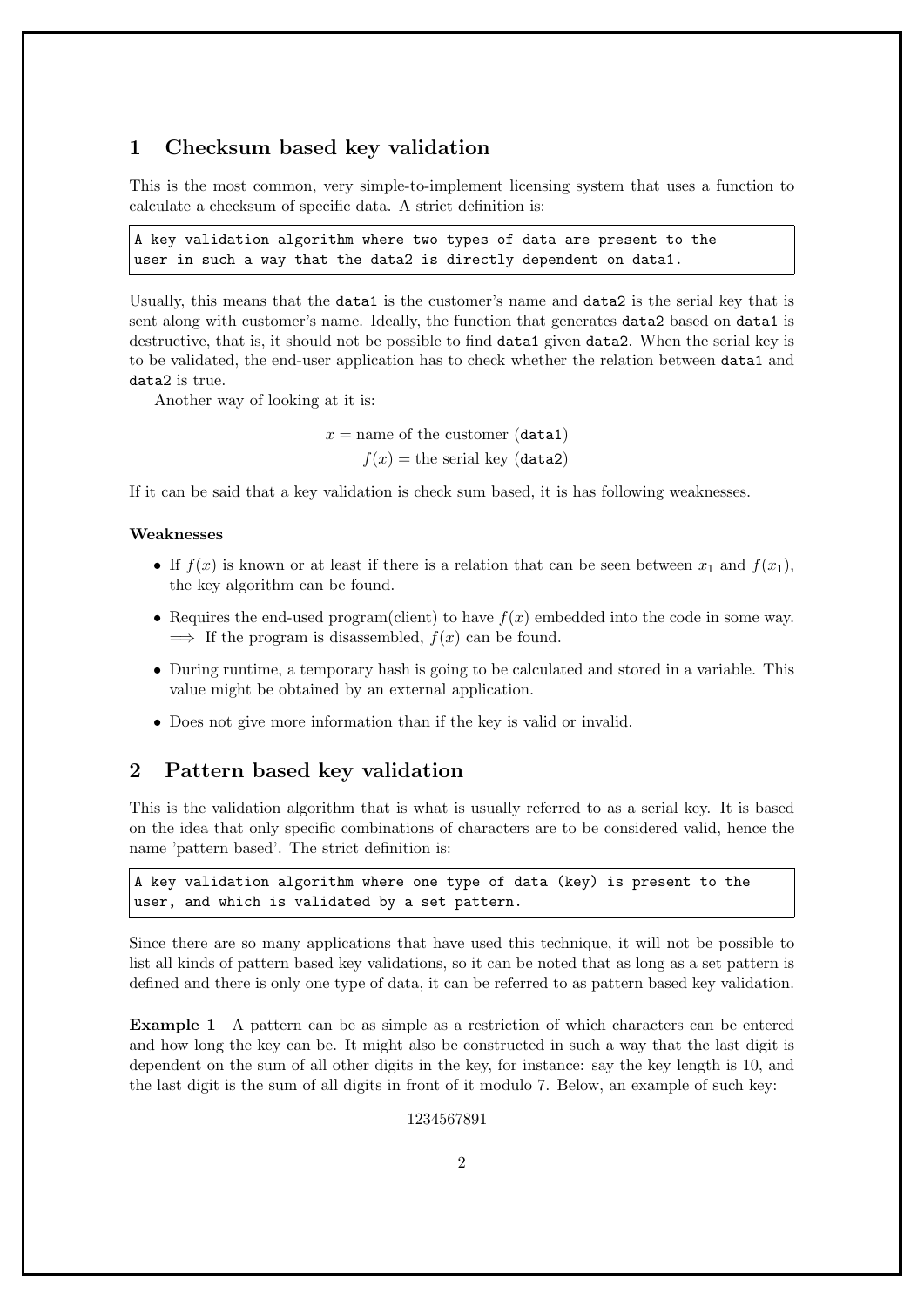## 1 Checksum based key validation

This is the most common, very simple-to-implement licensing system that uses a function to calculate a checksum of specific data. A strict definition is:

```
A key validation algorithm where two types of data are present to the
user in such a way that the data2 is directly dependent on data1.
```

Usually, this means that the `data1` is the customer's name and `data2` is the serial key that is sent along with customer's name. Ideally, the function that generates `data2` based on `data1` is destructive, that is, it should not be possible to find `data1` given `data2`. When the serial key is to be validated, the end-user application has to check whether the relation between `data1` and `data2` is true.

Another way of looking at it is:

$$x = \text{name of the customer } (\texttt{data1})$$
$$f(x) = \text{the serial key } (\texttt{data2})$$

If it can be said that a key validation is check sum based, it is has following weaknesses.

**Weaknesses**

- If $f(x)$ is known or at least if there is a relation that can be seen between $x_1$ and $f(x_1)$, the key algorithm can be found.
- Requires the end-used program(client) to have $f(x)$ embedded into the code in some way. $\implies$ If the program is disassembled, $f(x)$ can be found.
- During runtime, a temporary hash is going to be calculated and stored in a variable. This value might be obtained by an external application.
- Does not give more information than if the key is valid or invalid.

## 2 Pattern based key validation

This is the validation algorithm that is what is usually referred to as a serial key. It is based on the idea that only specific combinations of characters are to be considered valid, hence the name 'pattern based'. The strict definition is:

```
A key validation algorithm where one type of data (key) is present to the
user, and which is validated by a set pattern.
```

Since there are so many applications that have used this technique, it will not be possible to list all kinds of pattern based key validations, so it can be noted that as long as a set pattern is defined and there is only one type of data, it can be referred to as pattern based key validation.

**Example 1** A pattern can be as simple as a restriction of which characters can be entered and how long the key can be. It might also be constructed in such a way that the last digit is dependent on the sum of all other digits in the key, for instance: say the key length is 10, and the last digit is the sum of all digits in front of it modulo 7. Below, an example of such key:

$$1234567891$$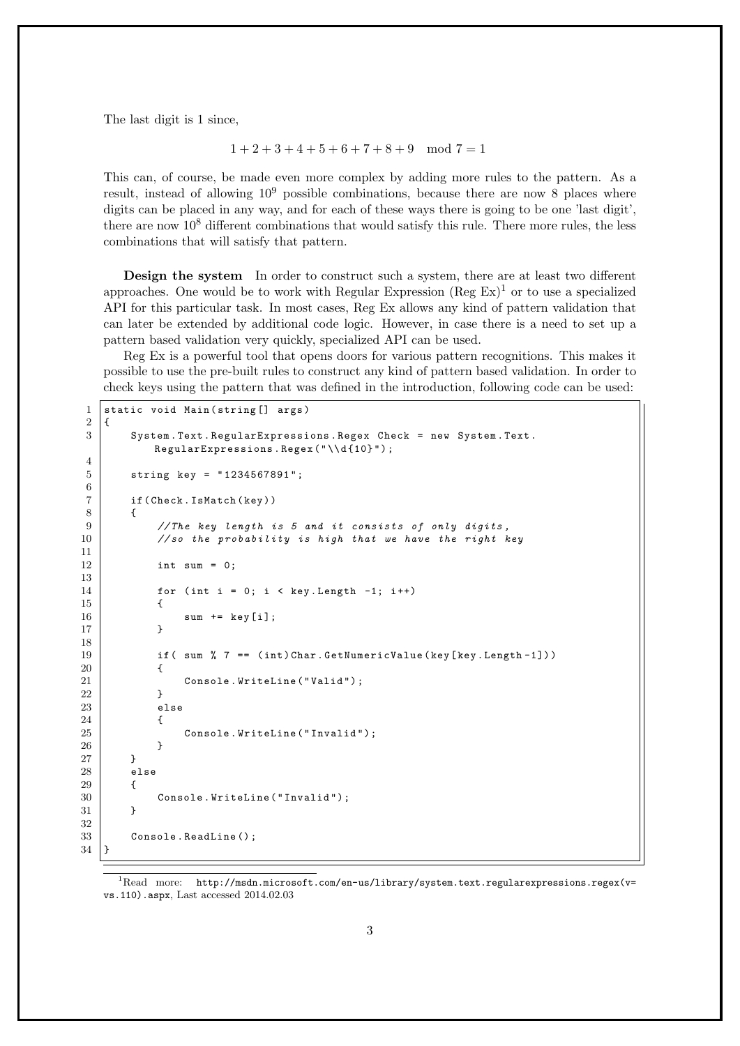The last digit is 1 since,

$$1 + 2 + 3 + 4 + 5 + 6 + 7 + 8 + 9 \mod 7 = 1$$

This can, of course, be made even more complex by adding more rules to the pattern. As a result, instead of allowing $10^9$ possible combinations, because there are now 8 places where digits can be placed in any way, and for each of these ways there is going to be one 'last digit', there are now $10^8$ different combinations that would satisfy this rule. There more rules, the less combinations that will satisfy that pattern.

**Design the system** In order to construct such a system, there are at least two different approaches. One would be to work with Regular Expression (Reg Ex)[1] or to use a specialized API for this particular task. In most cases, Reg Ex allows any kind of pattern validation that can later be extended by additional code logic. However, in case there is a need to set up a pattern based validation very quickly, specialized API can be used.

Reg Ex is a powerful tool that opens doors for various pattern recognitions. This makes it possible to use the pre-built rules to construct any kind of pattern based validation. In order to check keys using the pattern that was defined in the introduction, following code can be used:

```
static void Main(string[] args)
{
    System.Text.RegularExpressions.Regex Check = new System.Text.
        RegularExpressions.Regex("\\d{10}");

    string key = "1234567891";

    if(Check.IsMatch(key))
    {
        //The key length is 5 and it consists of only digits,
        //so the probability is high that we have the right key

        int sum = 0;

        for (int i = 0; i < key.Length -1; i++)
        {
            sum += key[i];
        }

        if( sum % 7 == (int)Char.GetNumericValue(key[key.Length-1]))
        {
            Console.WriteLine("Valid");
        }
        else
        {
            Console.WriteLine("Invalid");
        }
    }
    else
    {
        Console.WriteLine("Invalid");
    }

    Console.ReadLine();
}
```

[1] Read more: http://msdn.microsoft.com/en-us/library/system.text.regularexpressions.regex(v=vs.110).aspx, Last accessed 2014.02.03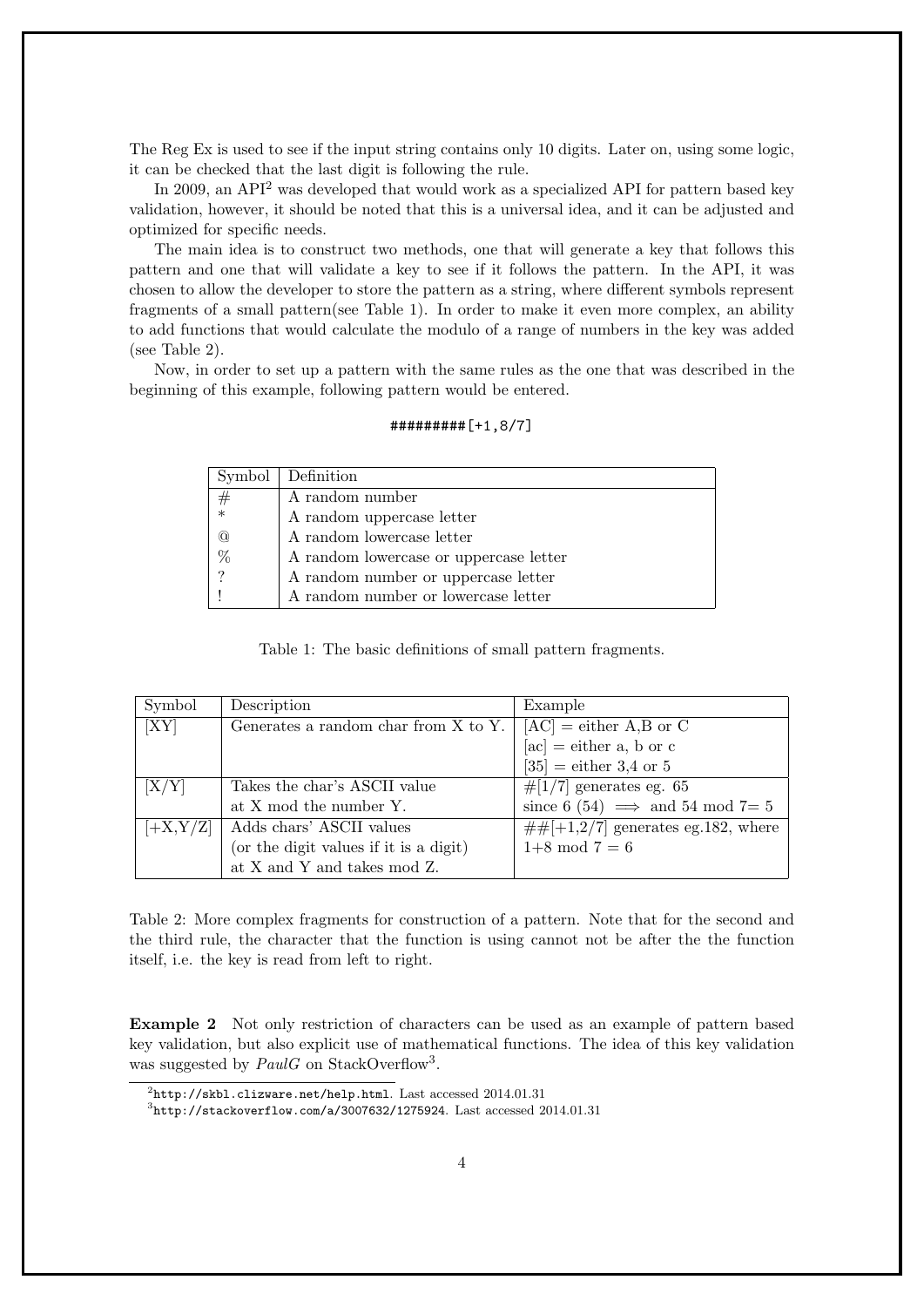The Reg Ex is used to see if the input string contains only 10 digits. Later on, using some logic, it can be checked that the last digit is following the rule.

In 2009, an API[2] was developed that would work as a specialized API for pattern based key validation, however, it should be noted that this is a universal idea, and it can be adjusted and optimized for specific needs.

The main idea is to construct two methods, one that will generate a key that follows this pattern and one that will validate a key to see if it follows the pattern. In the API, it was chosen to allow the developer to store the pattern as a string, where different symbols represent fragments of a small pattern(see Table 1). In order to make it even more complex, an ability to add functions that would calculate the modulo of a range of numbers in the key was added (see Table 2).

Now, in order to set up a pattern with the same rules as the one that was described in the beginning of this example, following pattern would be entered.

```
#########[+1,8/7]
```

| Symbol | Definition |
|---|---|
| # | A random number |
| * | A random uppercase letter |
| @ | A random lowercase letter |
| % | A random lowercase or uppercase letter |
| ? | A random number or uppercase letter |
| ! | A random number or lowercase letter |

Table 1: The basic definitions of small pattern fragments.

| Symbol | Description | Example |
|---|---|---|
| [XY] | Generates a random char from X to Y. | [AC] = either A,B or C<br>[ac] = either a, b or c<br>[35] = either 3,4 or 5 |
| [X/Y] | Takes the char's ASCII value at X mod the number Y. | #[1/7] generates eg. 65 since 6 (54) $\implies$ and 54 mod 7= 5 |
| [+X,Y/Z] | Adds chars' ASCII values (or the digit values if it is a digit) at X and Y and takes mod Z. | ##[+1,2/7] generates eg.182, where 1+8 mod 7 = 6 |

Table 2: More complex fragments for construction of a pattern. Note that for the second and the third rule, the character that the function is using cannot not be after the the function itself, i.e. the key is read from left to right.

**Example 2** Not only restriction of characters can be used as an example of pattern based key validation, but also explicit use of mathematical functions. The idea of this key validation was suggested by *PaulG* on StackOverflow[3].

[2] `http://skbl.clizware.net/help.html`. Last accessed 2014.01.31

[3] `http://stackoverflow.com/a/3007632/1275924`. Last accessed 2014.01.31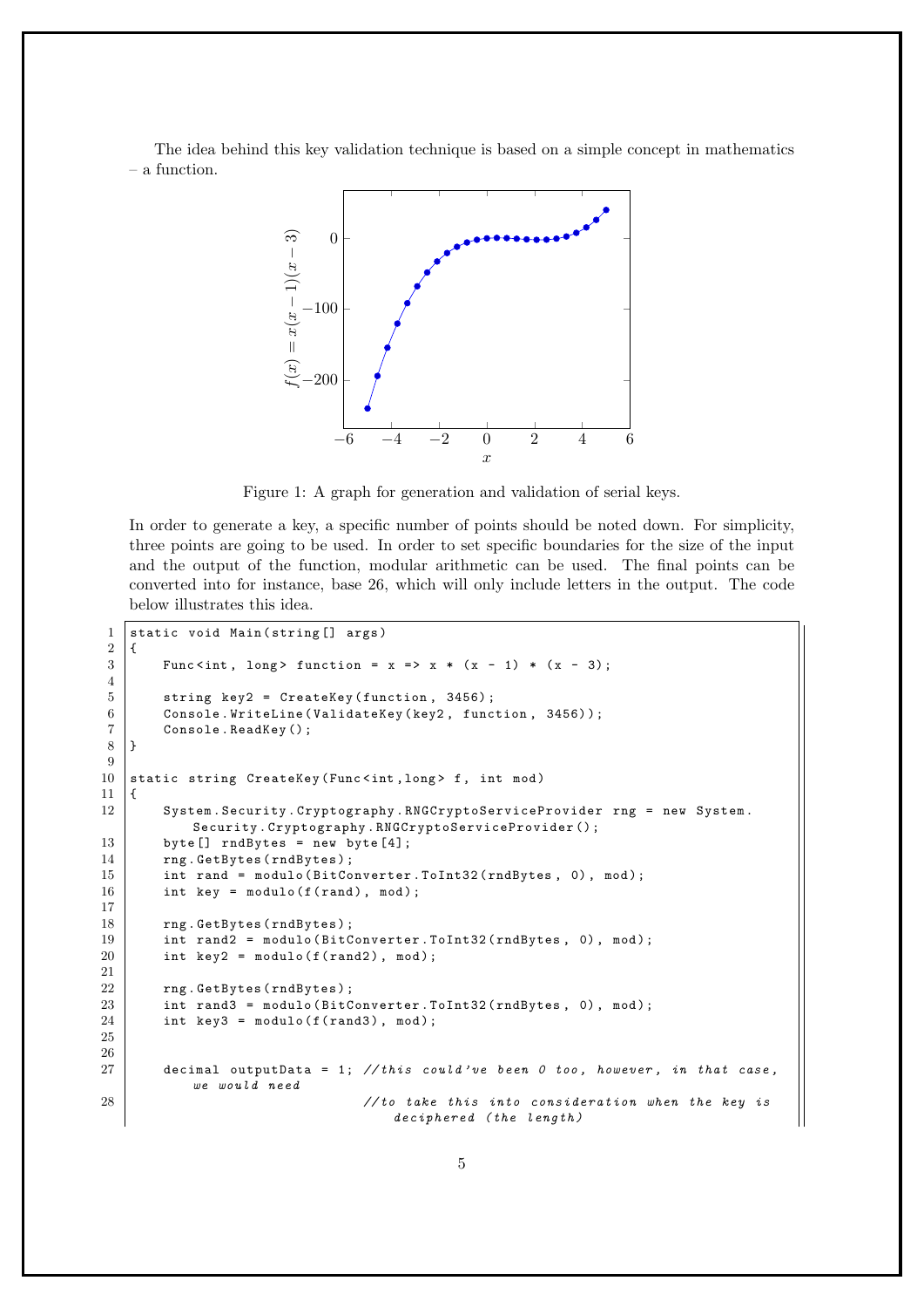The idea behind this key validation technique is based on a simple concept in mathematics – a function.

Figure 1: A graph for generation and validation of serial keys.

In order to generate a key, a specific number of points should be noted down. For simplicity, three points are going to be used. In order to set specific boundaries for the size of the input and the output of the function, modular arithmetic can be used. The final points can be converted into for instance, base 26, which will only include letters in the output. The code below illustrates this idea.

```
static void Main(string[] args)
{
    Func<int, long> function = x => x * (x - 1) * (x - 3);

    string key2 = CreateKey(function, 3456);
    Console.WriteLine(ValidateKey(key2, function, 3456));
    Console.ReadKey();
}

static string CreateKey(Func<int,long> f, int mod)
{
    System.Security.Cryptography.RNGCryptoServiceProvider rng = new System.
        Security.Cryptography.RNGCryptoServiceProvider();
    byte[] rndBytes = new byte[4];
    rng.GetBytes(rndBytes);
    int rand = modulo(BitConverter.ToInt32(rndBytes, 0), mod);
    int key = modulo(f(rand), mod);

    rng.GetBytes(rndBytes);
    int rand2 = modulo(BitConverter.ToInt32(rndBytes, 0), mod);
    int key2 = modulo(f(rand2), mod);

    rng.GetBytes(rndBytes);
    int rand3 = modulo(BitConverter.ToInt32(rndBytes, 0), mod);
    int key3 = modulo(f(rand3), mod);


    decimal outputData = 1; //this could've been 0 too, however, in that case,
        we would need
                            //to take this into consideration when the key is
                                deciphered (the length)
```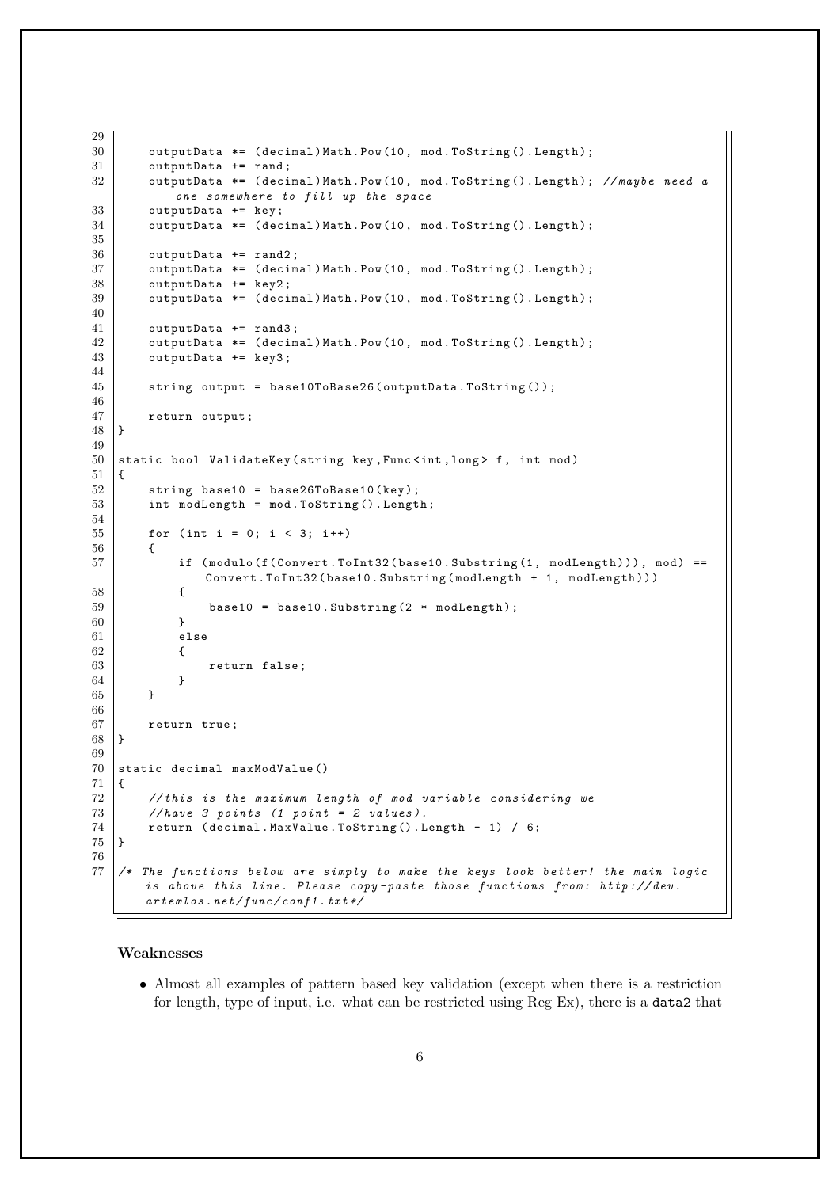```
    outputData *= (decimal)Math.Pow(10, mod.ToString().Length);
    outputData += rand;
    outputData *= (decimal)Math.Pow(10, mod.ToString().Length); //maybe need a one somewhere to fill up the space
    outputData += key;
    outputData *= (decimal)Math.Pow(10, mod.ToString().Length);

    outputData += rand2;
    outputData *= (decimal)Math.Pow(10, mod.ToString().Length);
    outputData += key2;
    outputData *= (decimal)Math.Pow(10, mod.ToString().Length);

    outputData += rand3;
    outputData *= (decimal)Math.Pow(10, mod.ToString().Length);
    outputData += key3;

    string output = base10ToBase26(outputData.ToString());

    return output;
}

static bool ValidateKey(string key,Func<int,long> f, int mod)
{
    string base10 = base26ToBase10(key);
    int modLength = mod.ToString().Length;

    for (int i = 0; i < 3; i++)
    {
        if (modulo(f(Convert.ToInt32(base10.Substring(1, modLength))), mod) == Convert.ToInt32(base10.Substring(modLength + 1, modLength)))
        {
            base10 = base10.Substring(2 * modLength);
        }
        else
        {
            return false;
        }
    }

    return true;
}

static decimal maxModValue()
{
    //this is the maximum length of mod variable considering we
    //have 3 points (1 point = 2 values).
    return (decimal.MaxValue.ToString().Length - 1) / 6;
}

/* The functions below are simply to make the keys look better! the main logic is above this line. Please copy-paste those functions from: http://dev.artemlos.net/func/conf1.txt*/
```

**Weaknesses**

- Almost all examples of pattern based key validation (except when there is a restriction for length, type of input, i.e. what can be restricted using Reg Ex), there is a data2 that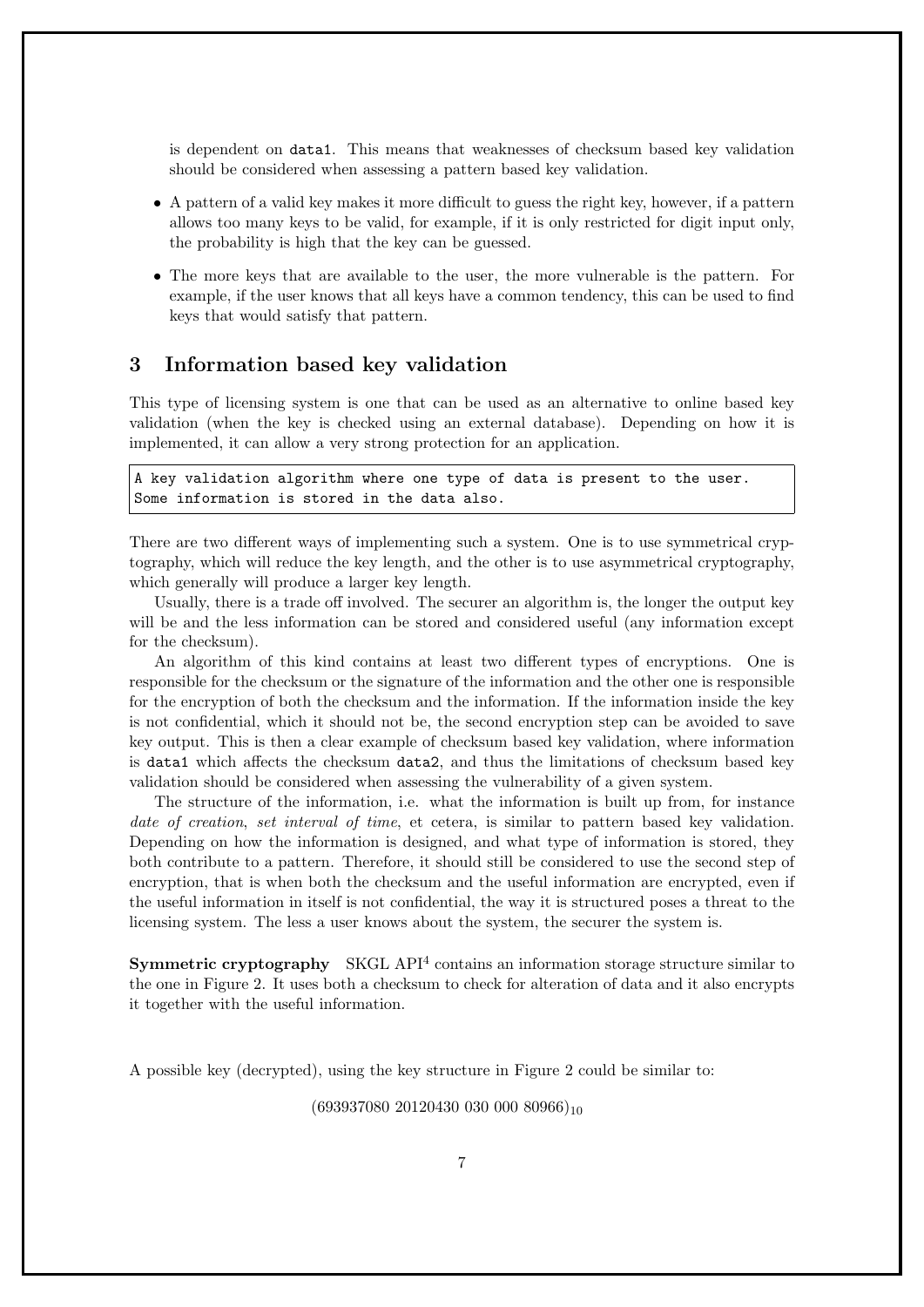is dependent on `data1`. This means that weaknesses of checksum based key validation should be considered when assessing a pattern based key validation.

- A pattern of a valid key makes it more difficult to guess the right key, however, if a pattern allows too many keys to be valid, for example, if it is only restricted for digit input only, the probability is high that the key can be guessed.
- The more keys that are available to the user, the more vulnerable is the pattern. For example, if the user knows that all keys have a common tendency, this can be used to find keys that would satisfy that pattern.

## 3 Information based key validation

This type of licensing system is one that can be used as an alternative to online based key validation (when the key is checked using an external database). Depending on how it is implemented, it can allow a very strong protection for an application.

```
A key validation algorithm where one type of data is present to the user.
Some information is stored in the data also.
```

There are two different ways of implementing such a system. One is to use symmetrical cryptography, which will reduce the key length, and the other is to use asymmetrical cryptography, which generally will produce a larger key length.

Usually, there is a trade off involved. The securer an algorithm is, the longer the output key will be and the less information can be stored and considered useful (any information except for the checksum).

An algorithm of this kind contains at least two different types of encryptions. One is responsible for the checksum or the signature of the information and the other one is responsible for the encryption of both the checksum and the information. If the information inside the key is not confidential, which it should not be, the second encryption step can be avoided to save key output. This is then a clear example of checksum based key validation, where information is `data1` which affects the checksum `data2`, and thus the limitations of checksum based key validation should be considered when assessing the vulnerability of a given system.

The structure of the information, i.e. what the information is built up from, for instance *date of creation*, *set interval of time*, et cetera, is similar to pattern based key validation. Depending on how the information is designed, and what type of information is stored, they both contribute to a pattern. Therefore, it should still be considered to use the second step of encryption, that is when both the checksum and the useful information are encrypted, even if the useful information in itself is not confidential, the way it is structured poses a threat to the licensing system. The less a user knows about the system, the securer the system is.

**Symmetric cryptography** SKGL API[4] contains an information storage structure similar to the one in Figure 2. It uses both a checksum to check for alteration of data and it also encrypts it together with the useful information.

A possible key (decrypted), using the key structure in Figure 2 could be similar to:

$$(693937080\ 20120430\ 030\ 000\ 80966)_{10}$$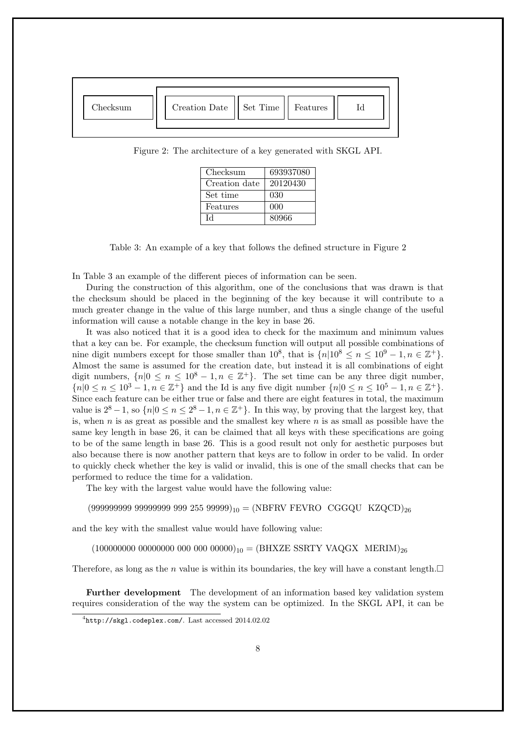| Checksum | Creation Date | Set Time | Features | Id |
|---|---|---|---|---|

Figure 2: The architecture of a key generated with SKGL API.

| Checksum | 693937080 |
|---|---|
| Creation date | 20120430 |
| Set time | 030 |
| Features | 000 |
| Id | 80966 |

Table 3: An example of a key that follows the defined structure in Figure 2

In Table 3 an example of the different pieces of information can be seen.

During the construction of this algorithm, one of the conclusions that was drawn is that the checksum should be placed in the beginning of the key because it will contribute to a much greater change in the value of this large number, and thus a single change of the useful information will cause a notable change in the key in base 26.

It was also noticed that it is a good idea to check for the maximum and minimum values that a key can be. For example, the checksum function will output all possible combinations of nine digit numbers except for those smaller than $10^8$, that is $\{n|10^8 \leq n \leq 10^9-1, n \in \mathbb{Z}^+\}$. Almost the same is assumed for the creation date, but instead it is all combinations of eight digit numbers, $\{n|0 \leq n \leq 10^8-1, n \in \mathbb{Z}^+\}$. The set time can be any three digit number, $\{n|0 \leq n \leq 10^3-1, n \in \mathbb{Z}^+\}$ and the Id is any five digit number $\{n|0 \leq n \leq 10^5-1, n \in \mathbb{Z}^+\}$. Since each feature can be either true or false and there are eight features in total, the maximum value is $2^8-1$, so $\{n|0 \leq n \leq 2^8-1, n \in \mathbb{Z}^+\}$. In this way, by proving that the largest key, that is, when $n$ is as great as possible and the smallest key where $n$ is as small as possible have the same key length in base 26, it can be claimed that all keys with these specifications are going to be of the same length in base 26. This is a good result not only for aesthetic purposes but also because there is now another pattern that keys are to follow in order to be valid. In order to quickly check whether the key is valid or invalid, this is one of the small checks that can be performed to reduce the time for a validation.

The key with the largest value would have the following value:

$$(999999999\ 99999999\ 999\ 255\ 99999)_{10} = (\text{NBFRV FEVRO CGGQU KZQCD})_{26}$$

and the key with the smallest value would have following value:

$$(100000000\ 00000000\ 000\ 000\ 00000)_{10} = (\text{BHXZE SSRTY VAQGX MERIM})_{26}$$

Therefore, as long as the $n$ value is within its boundaries, the key will have a constant length.$\square$

**Further development** The development of an information based key validation system requires consideration of the way the system can be optimized. In the SKGL API, it can be

[4] http://skgl.codeplex.com/. Last accessed 2014.02.02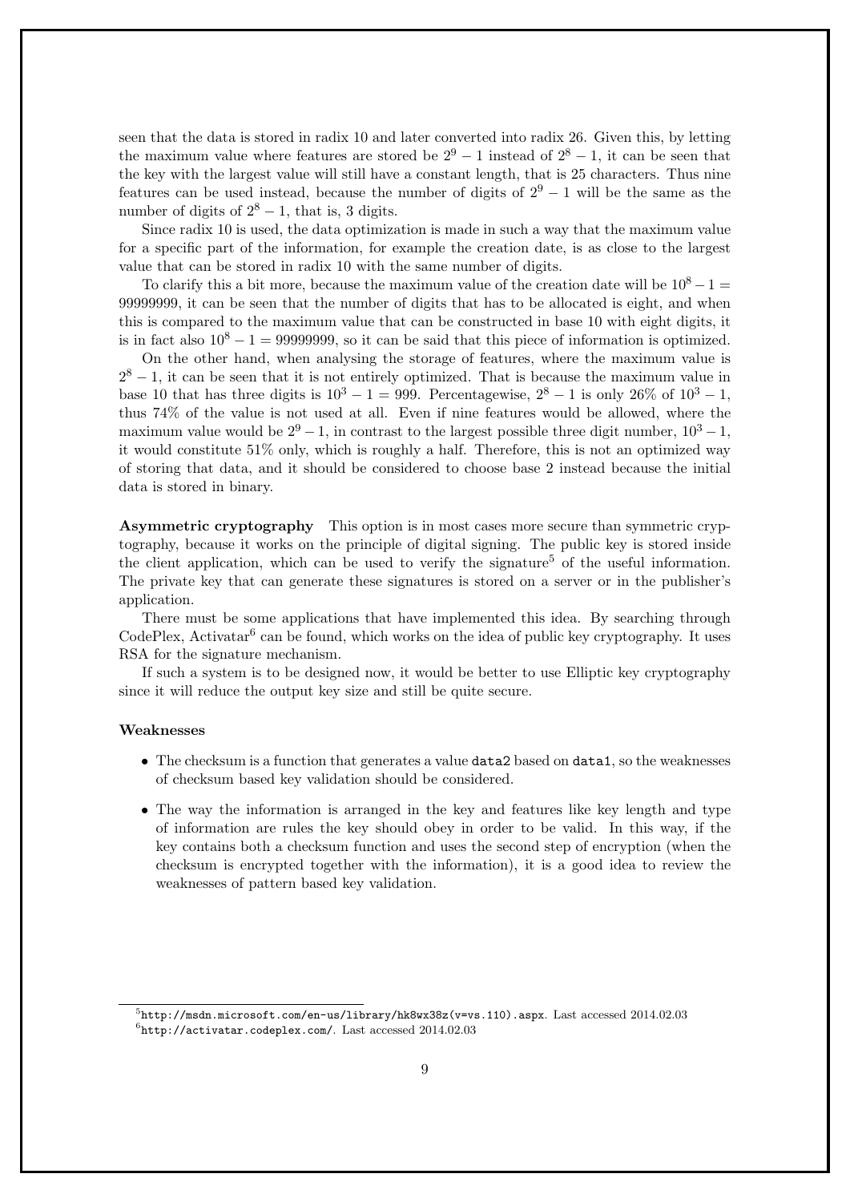seen that the data is stored in radix 10 and later converted into radix 26. Given this, by letting the maximum value where features are stored be $2^9 - 1$ instead of $2^8 - 1$, it can be seen that the key with the largest value will still have a constant length, that is 25 characters. Thus nine features can be used instead, because the number of digits of $2^9 - 1$ will be the same as the number of digits of $2^8 - 1$, that is, 3 digits.

Since radix 10 is used, the data optimization is made in such a way that the maximum value for a specific part of the information, for example the creation date, is as close to the largest value that can be stored in radix 10 with the same number of digits.

To clarify this a bit more, because the maximum value of the creation date will be $10^8 - 1 = 99999999$, it can be seen that the number of digits that has to be allocated is eight, and when this is compared to the maximum value that can be constructed in base 10 with eight digits, it is in fact also $10^8 - 1 = 99999999$, so it can be said that this piece of information is optimized.

On the other hand, when analysing the storage of features, where the maximum value is $2^8 - 1$, it can be seen that it is not entirely optimized. That is because the maximum value in base 10 that has three digits is $10^3 - 1 = 999$. Percentagewise, $2^8 - 1$ is only 26% of $10^3 - 1$, thus 74% of the value is not used at all. Even if nine features would be allowed, where the maximum value would be $2^9 - 1$, in contrast to the largest possible three digit number, $10^3 - 1$, it would constitute 51% only, which is roughly a half. Therefore, this is not an optimized way of storing that data, and it should be considered to choose base 2 instead because the initial data is stored in binary.

**Asymmetric cryptography** This option is in most cases more secure than symmetric cryptography, because it works on the principle of digital signing. The public key is stored inside the client application, which can be used to verify the signature[5] of the useful information. The private key that can generate these signatures is stored on a server or in the publisher's application.

There must be some applications that have implemented this idea. By searching through CodePlex, Activatar[6] can be found, which works on the idea of public key cryptography. It uses RSA for the signature mechanism.

If such a system is to be designed now, it would be better to use Elliptic key cryptography since it will reduce the output key size and still be quite secure.

#### Weaknesses

- The checksum is a function that generates a value `data2` based on `data1`, so the weaknesses of checksum based key validation should be considered.
- The way the information is arranged in the key and features like key length and type of information are rules the key should obey in order to be valid. In this way, if the key contains both a checksum function and uses the second step of encryption (when the checksum is encrypted together with the information), it is a good idea to review the weaknesses of pattern based key validation.

---

[5] `http://msdn.microsoft.com/en-us/library/hk8wx38z(v=vs.110).aspx`. Last accessed 2014.02.03

[6] `http://activatar.codeplex.com/`. Last accessed 2014.02.03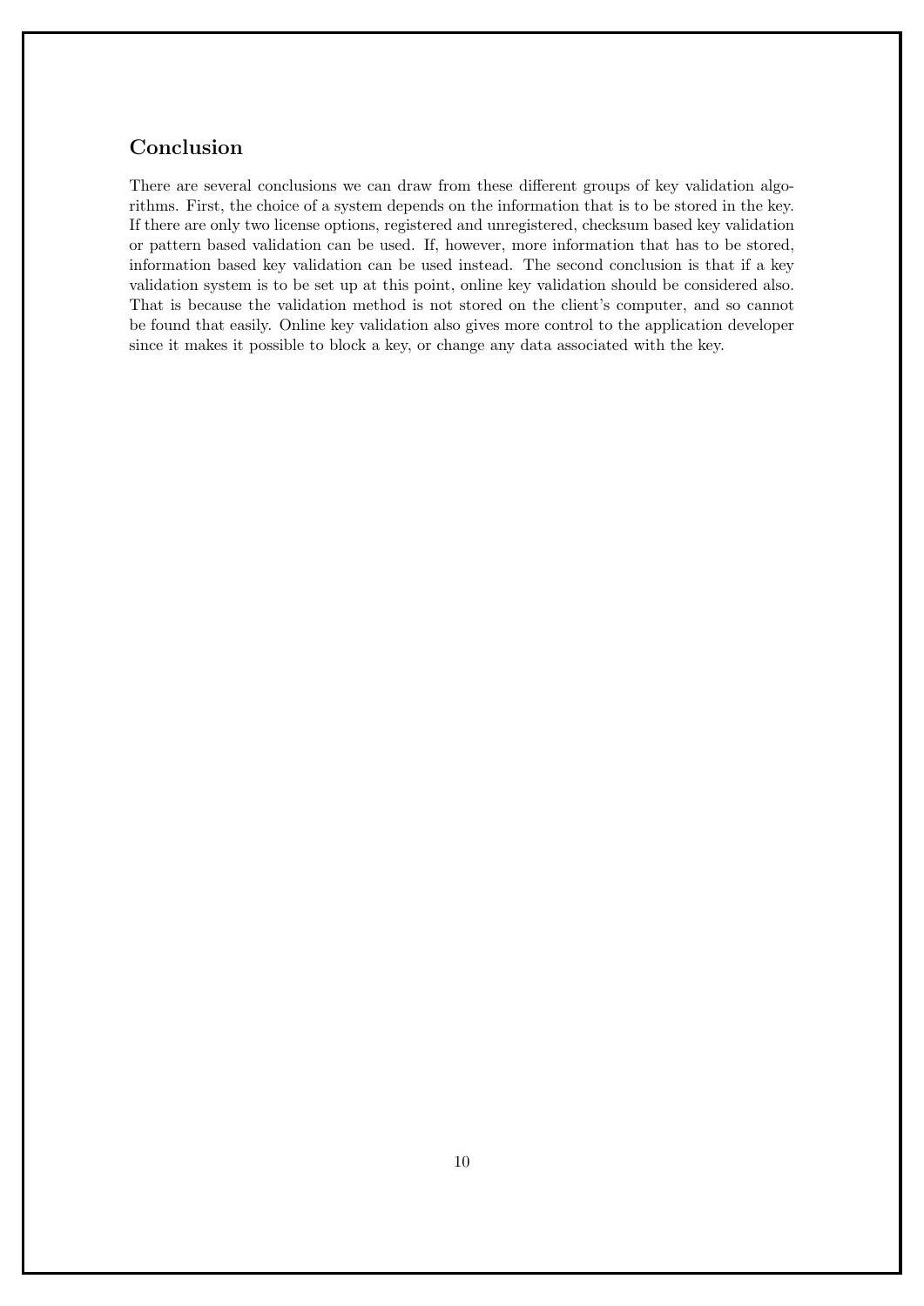## Conclusion

There are several conclusions we can draw from these different groups of key validation algorithms. First, the choice of a system depends on the information that is to be stored in the key. If there are only two license options, registered and unregistered, checksum based key validation or pattern based validation can be used. If, however, more information that has to be stored, information based key validation can be used instead. The second conclusion is that if a key validation system is to be set up at this point, online key validation should be considered also. That is because the validation method is not stored on the client's computer, and so cannot be found that easily. Online key validation also gives more control to the application developer since it makes it possible to block a key, or change any data associated with the key.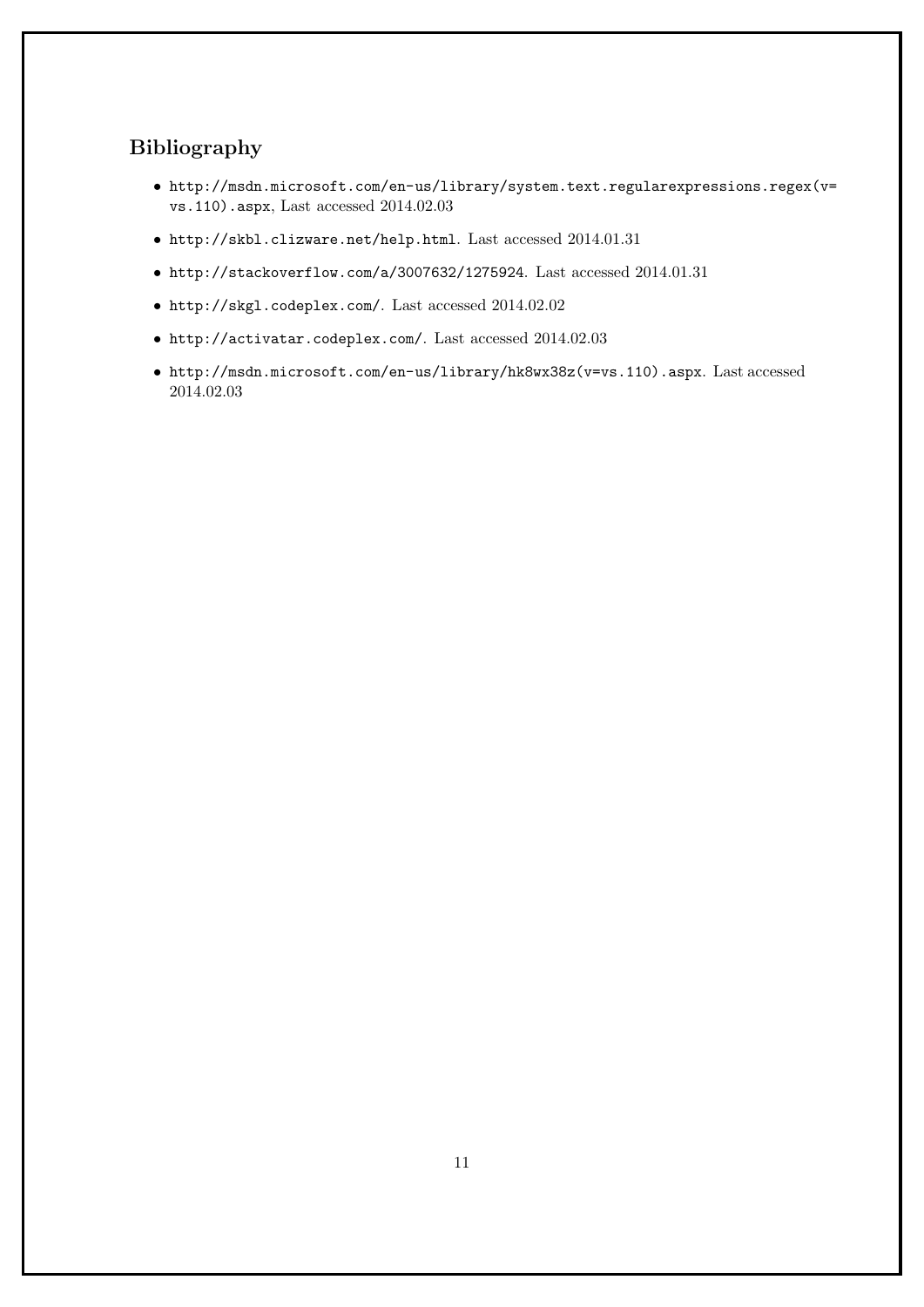## Bibliography

- http://msdn.microsoft.com/en-us/library/system.text.regularexpressions.regex(v=vs.110).aspx, Last accessed 2014.02.03
- http://skbl.clizware.net/help.html. Last accessed 2014.01.31
- http://stackoverflow.com/a/3007632/1275924. Last accessed 2014.01.31
- http://skgl.codeplex.com/. Last accessed 2014.02.02
- http://activatar.codeplex.com/. Last accessed 2014.02.03
- http://msdn.microsoft.com/en-us/library/hk8wx38z(v=vs.110).aspx. Last accessed 2014.02.03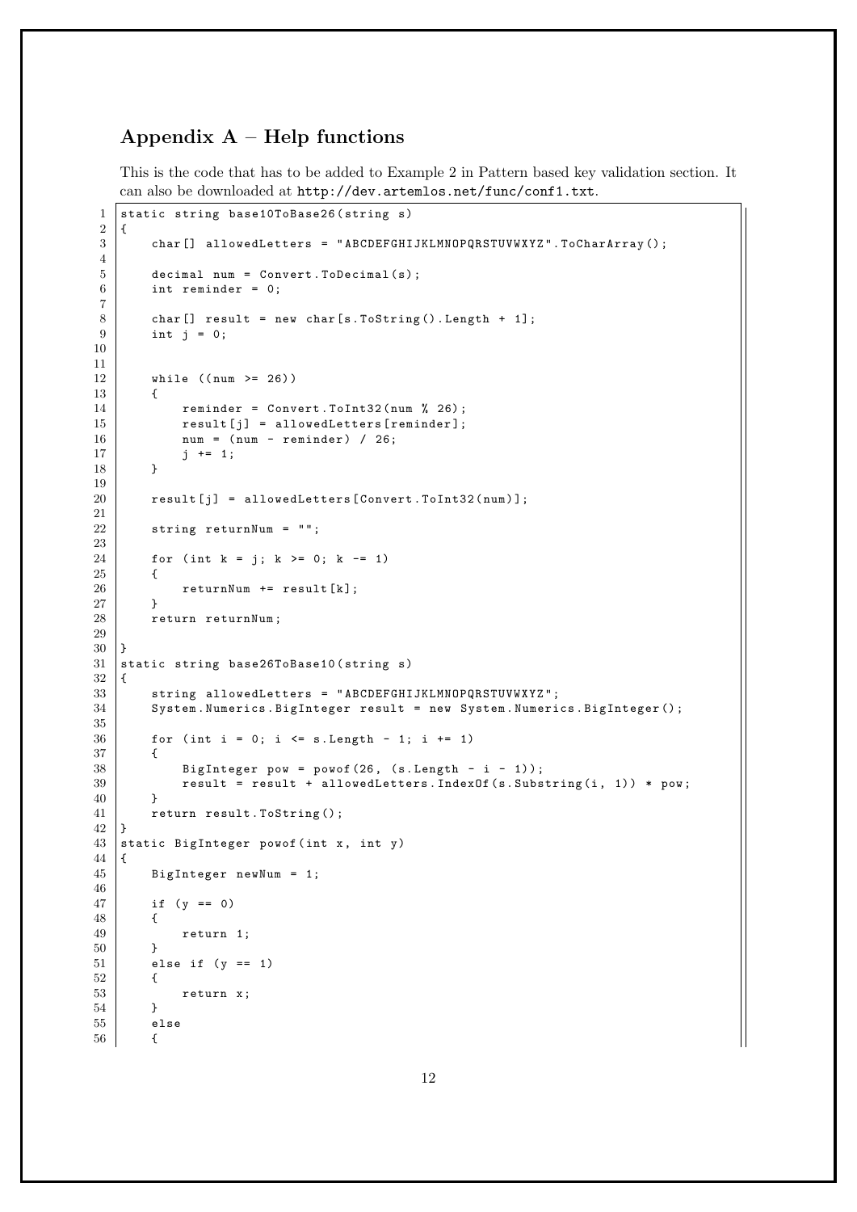## Appendix A – Help functions

This is the code that has to be added to Example 2 in Pattern based key validation section. It can also be downloaded at `http://dev.artemlos.net/func/conf1.txt`.

```
static string base10ToBase26(string s)
{
    char[] allowedLetters = "ABCDEFGHIJKLMNOPQRSTUVWXYZ".ToCharArray();

    decimal num = Convert.ToDecimal(s);
    int reminder = 0;

    char[] result = new char[s.ToString().Length + 1];
    int j = 0;


    while ((num >= 26))
    {
        reminder = Convert.ToInt32(num % 26);
        result[j] = allowedLetters[reminder];
        num = (num - reminder) / 26;
        j += 1;
    }

    result[j] = allowedLetters[Convert.ToInt32(num)];

    string returnNum = "";

    for (int k = j; k >= 0; k -= 1)
    {
        returnNum += result[k];
    }
    return returnNum;

}
static string base26ToBase10(string s)
{
    string allowedLetters = "ABCDEFGHIJKLMNOPQRSTUVWXYZ";
    System.Numerics.BigInteger result = new System.Numerics.BigInteger();

    for (int i = 0; i <= s.Length - 1; i += 1)
    {
        BigInteger pow = powof(26, (s.Length - i - 1));
        result = result + allowedLetters.IndexOf(s.Substring(i, 1)) * pow;
    }
    return result.ToString();
}
static BigInteger powof(int x, int y)
{
    BigInteger newNum = 1;

    if (y == 0)
    {
        return 1;
    }
    else if (y == 1)
    {
        return x;
    }
    else
    {
```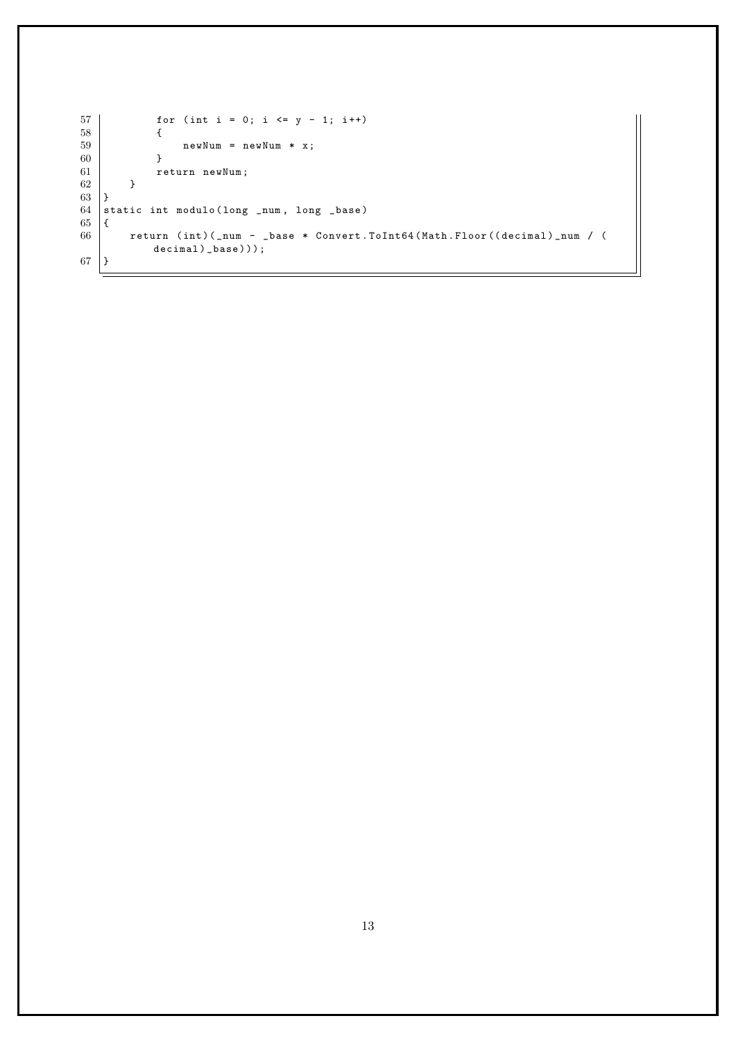```
        for (int i = 0; i <= y - 1; i++)
        {
            newNum = newNum * x;
        }
        return newNum;
    }
}
static int modulo(long _num, long _base)
{
    return (int)(_num - _base * Convert.ToInt64(Math.Floor((decimal)_num / (
        decimal)_base)));
}
```